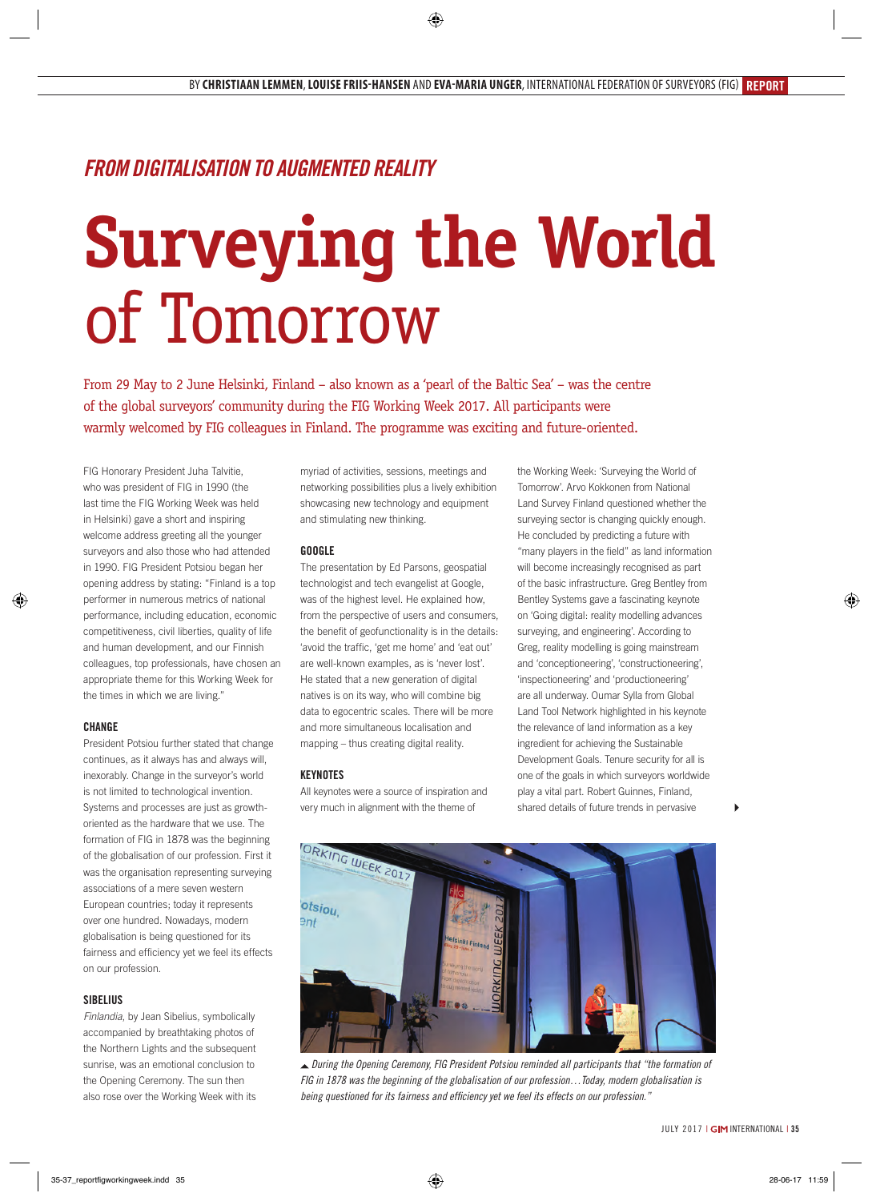BY **CHRISTIAAN LEMMEN**, **LOUISE FRIIS-HANSEN** AND **EVA-MARIA UNGER**, INTERNATIONAL FEDERATION OF SURVEYORS (FIG) **REPORT**

*FROM DIGITALISATION TO AUGMENTED REALITY*

# Surveying the World of Tomorrow

From 29 May to 2 June Helsinki, Finland – also known as a 'pearl of the Baltic Sea' – was the centre of the global surveyors' community during the FIG Working Week 2017. All participants were warmly welcomed by FIG colleagues in Finland. The programme was exciting and future-oriented.

FIG Honorary President Juha Talvitie, who was president of FIG in 1990 (the last time the FIG Working Week was held in Helsinki) gave a short and inspiring welcome address greeting all the younger surveyors and also those who had attended in 1990. FIG President Potsiou began her opening address by stating: "Finland is a top performer in numerous metrics of national performance, including education, economic competitiveness, civil liberties, quality of life and human development, and our Finnish colleagues, top professionals, have chosen an appropriate theme for this Working Week for the times in which we are living."

## CHANGE

President Potsiou further stated that change continues, as it always has and always will, inexorably. Change in the surveyor's world is not limited to technological invention. Systems and processes are just as growth-oriented as the hardware that we use. The formation of FIG in 1878 was the beginning of the globalisation of our profession. First it was the organisation representing surveying associations of a mere seven western European countries; today it represents over one hundred. Nowadays, modern globalisation is being questioned for its fairness and efficiency yet we feel its effects on our profession.

## SIBELIUS

*Finlandia*, by Jean Sibelius, symbolically accompanied by breathtaking photos of the Northern Lights and the subsequent sunrise, was an emotional conclusion to the Opening Ceremony. The sun then also rose over the Working Week with its myriad of activities, sessions, meetings and networking possibilities plus a lively exhibition showcasing new technology and equipment and stimulating new thinking.

## GOOGLE

The presentation by Ed Parsons, geospatial technologist and tech evangelist at Google, was of the highest level. He explained how, from the perspective of users and consumers, the benefit of geofunctionality is in the details: 'avoid the traffic, 'get me home' and 'eat out' are well-known examples, as is 'never lost'. He stated that a new generation of digital natives is on its way, who will combine big data to egocentric scales. There will be more and more simultaneous localisation and mapping – thus creating digital reality.

## KEYNOTES

All keynotes were a source of inspiration and very much in alignment with the theme of the Working Week: 'Surveying the World of Tomorrow'. Arvo Kokkonen from National Land Survey Finland questioned whether the surveying sector is changing quickly enough. He concluded by predicting a future with "many players in the field" as land information will become increasingly recognised as part of the basic infrastructure. Greg Bentley from Bentley Systems gave a fascinating keynote on 'Going digital: reality modelling advances surveying, and engineering'. According to Greg, reality modelling is going mainstream and 'conceptioneering', 'constructioneering', 'inspectioneering' and 'productioneering' are all underway. Oumar Sylla from Global Land Tool Network highlighted in his keynote the relevance of land information as a key ingredient for achieving the Sustainable Development Goals. Tenure security for all is one of the goals in which surveyors worldwide play a vital part. Robert Guinnes, Finland, shared details of future trends in pervasive

▲ *During the Opening Ceremony, FIG President Potsiou reminded all participants that "the formation of FIG in 1878 was the beginning of the globalisation of our profession…Today, modern globalisation is being questioned for its fairness and efficiency yet we feel its effects on our profession."*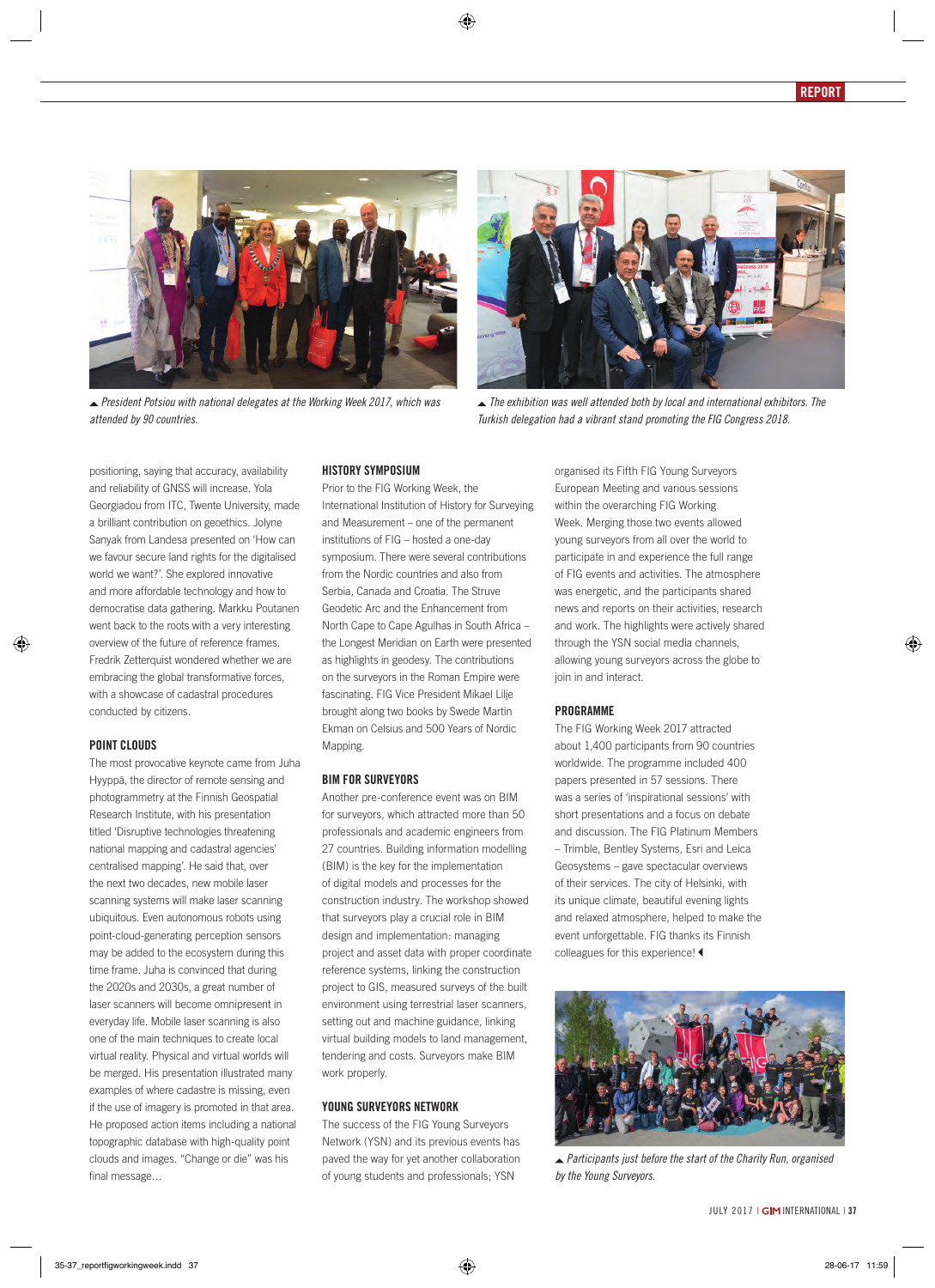▲ President Potsiou with national delegates at the Working Week 2017, which was attended by 90 countries.

▲ The exhibition was well attended both by local and international exhibitors. The Turkish delegation had a vibrant stand promoting the FIG Congress 2018.

positioning, saying that accuracy, availability and reliability of GNSS will increase. Yola Georgiadou from ITC, Twente University, made a brilliant contribution on geoethics. Jolyne Sanyak from Landesa presented on 'How can we favour secure land rights for the digitalised world we want?'. She explored innovative and more affordable technology and how to democratise data gathering. Markku Poutanen went back to the roots with a very interesting overview of the future of reference frames. Fredrik Zetterquist wondered whether we are embracing the global transformative forces, with a showcase of cadastral procedures conducted by citizens.

## POINT CLOUDS

The most provocative keynote came from Juha Hyyppä, the director of remote sensing and photogrammetry at the Finnish Geospatial Research Institute, with his presentation titled 'Disruptive technologies threatening national mapping and cadastral agencies' centralised mapping'. He said that, over the next two decades, new mobile laser scanning systems will make laser scanning ubiquitous. Even autonomous robots using point-cloud-generating perception sensors may be added to the ecosystem during this time frame. Juha is convinced that during the 2020s and 2030s, a great number of laser scanners will become omnipresent in everyday life. Mobile laser scanning is also one of the main techniques to create local virtual reality. Physical and virtual worlds will be merged. His presentation illustrated many examples of where cadastre is missing, even if the use of imagery is promoted in that area. He proposed action items including a national topographic database with high-quality point clouds and images. "Change or die" was his final message…

## HISTORY SYMPOSIUM

Prior to the FIG Working Week, the International Institution of History for Surveying and Measurement – one of the permanent institutions of FIG – hosted a one-day symposium. There were several contributions from the Nordic countries and also from Serbia, Canada and Croatia. The Struve Geodetic Arc and the Enhancement from North Cape to Cape Agulhas in South Africa – the Longest Meridian on Earth were presented as highlights in geodesy. The contributions on the surveyors in the Roman Empire were fascinating. FIG Vice President Mikael Lilje brought along two books by Swede Martin Ekman on Celsius and 500 Years of Nordic Mapping.

## BIM FOR SURVEYORS

Another pre-conference event was on BIM for surveyors, which attracted more than 50 professionals and academic engineers from 27 countries. Building information modelling (BIM) is the key for the implementation of digital models and processes for the construction industry. The workshop showed that surveyors play a crucial role in BIM design and implementation: managing project and asset data with proper coordinate reference systems, linking the construction project to GIS, measured surveys of the built environment using terrestrial laser scanners, setting out and machine guidance, linking virtual building models to land management, tendering and costs. Surveyors make BIM work properly.

## YOUNG SURVEYORS NETWORK

The success of the FIG Young Surveyors Network (YSN) and its previous events has paved the way for yet another collaboration of young students and professionals; YSN organised its Fifth FIG Young Surveyors European Meeting and various sessions within the overarching FIG Working Week. Merging those two events allowed young surveyors from all over the world to participate in and experience the full range of FIG events and activities. The atmosphere was energetic, and the participants shared news and reports on their activities, research and work. The highlights were actively shared through the YSN social media channels, allowing young surveyors across the globe to join in and interact.

## PROGRAMME

The FIG Working Week 2017 attracted about 1,400 participants from 90 countries worldwide. The programme included 400 papers presented in 57 sessions. There was a series of 'inspirational sessions' with short presentations and a focus on debate and discussion. The FIG Platinum Members – Trimble, Bentley Systems, Esri and Leica Geosystems – gave spectacular overviews of their services. The city of Helsinki, with its unique climate, beautiful evening lights and relaxed atmosphere, helped to make the event unforgettable. FIG thanks its Finnish colleagues for this experience!

▲ Participants just before the start of the Charity Run, organised by the Young Surveyors.